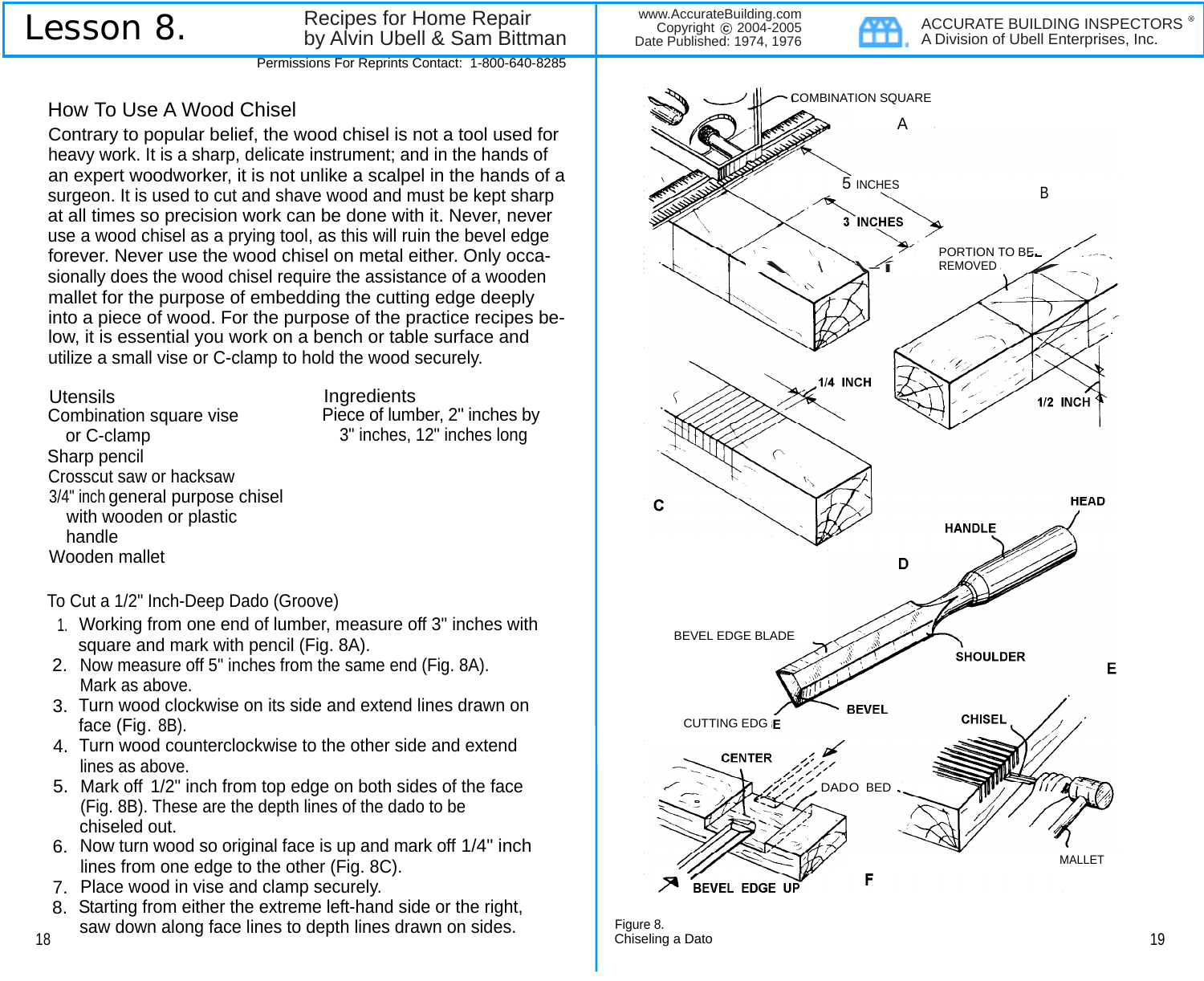# Lesson 8.

Recipes for Home Repair
by Alvin Ubell & Sam Bittman

www.AccurateBuilding.com
Copyright © 2004-2005
Date Published: 1974, 1976

ACCURATE BUILDING INSPECTORS ®
A Division of Ubell Enterprises, Inc.

Permissions For Reprints Contact: 1-800-640-8285

## How To Use A Wood Chisel

Contrary to popular belief, the wood chisel is not a tool used for heavy work. It is a sharp, delicate instrument; and in the hands of an expert woodworker, it is not unlike a scalpel in the hands of a surgeon. It is used to cut and shave wood and must be kept sharp at all times so precision work can be done with it. Never, never use a wood chisel as a prying tool, as this will ruin the bevel edge forever. Never use the wood chisel on metal either. Only occasionally does the wood chisel require the assistance of a wooden mallet for the purpose of embedding the cutting edge deeply into a piece of wood. For the purpose of the practice recipes below, it is essential you work on a bench or table surface and utilize a small vise or C-clamp to hold the wood securely.

### Utensils

Combination square vise
or C-clamp
Sharp pencil
Crosscut saw or hacksaw
3/4" inch general purpose chisel
with wooden or plastic
handle
Wooden mallet

### Ingredients

Piece of lumber, 2" inches by
3" inches, 12" inches long

### To Cut a 1/2" Inch-Deep Dado (Groove)

1. Working from one end of lumber, measure off 3" inches with square and mark with pencil (Fig. 8A).
2. Now measure off 5" inches from the same end (Fig. 8A). Mark as above.
3. Turn wood clockwise on its side and extend lines drawn on face (Fig. 8B).
4. Turn wood counterclockwise to the other side and extend lines as above.
5. Mark off 1/2" inch from top edge on both sides of the face (Fig. 8B). These are the depth lines of the dado to be chiseled out.
6. Now turn wood so original face is up and mark off 1/4" inch lines from one edge to the other (Fig. 8C).
7. Place wood in vise and clamp securely.
8. Starting from either the extreme left-hand side or the right, saw down along face lines to depth lines drawn on sides.

COMBINATION SQUARE A; 5 INCHES; 3 INCHES; B; PORTION TO BE REMOVED; 1/2 INCH; 1/4 INCH; C; HEAD; HANDLE; D; BEVEL EDGE BLADE; SHOULDER; E; CUTTING EDGE; BEVEL; CHISEL; CENTER; DADO BED; MALLET; BEVEL EDGE UP; F

Figure 8.
Chiseling a Dato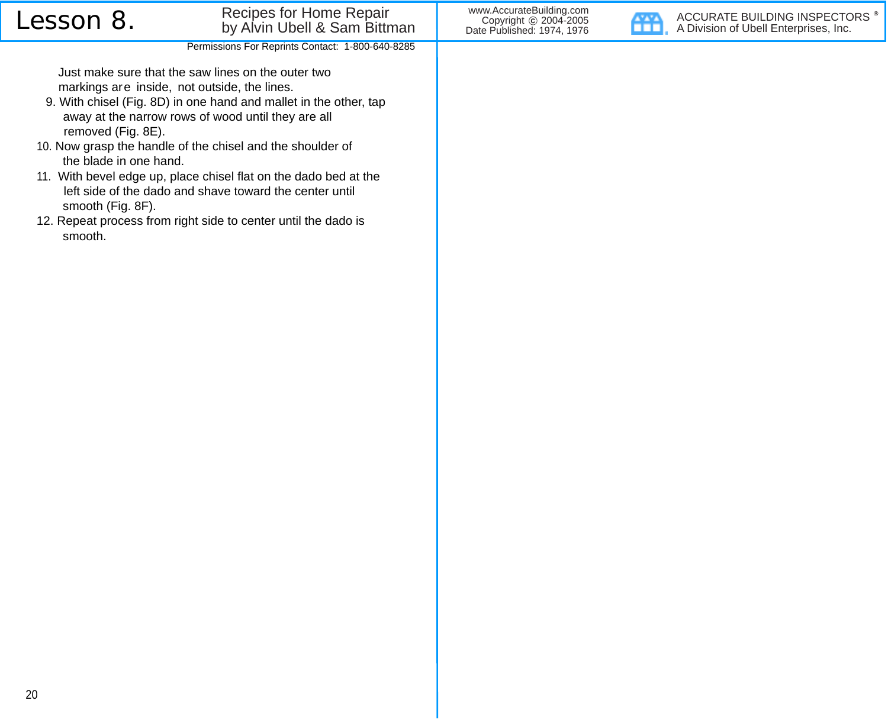Just make sure that the saw lines on the outer two markings are inside, not outside, the lines.

9. With chisel (Fig. 8D) in one hand and mallet in the other, tap away at the narrow rows of wood until they are all removed (Fig. 8E).
10. Now grasp the handle of the chisel and the shoulder of the blade in one hand.
11. With bevel edge up, place chisel flat on the dado bed at the left side of the dado and shave toward the center until smooth (Fig. 8F).
12. Repeat process from right side to center until the dado is smooth.